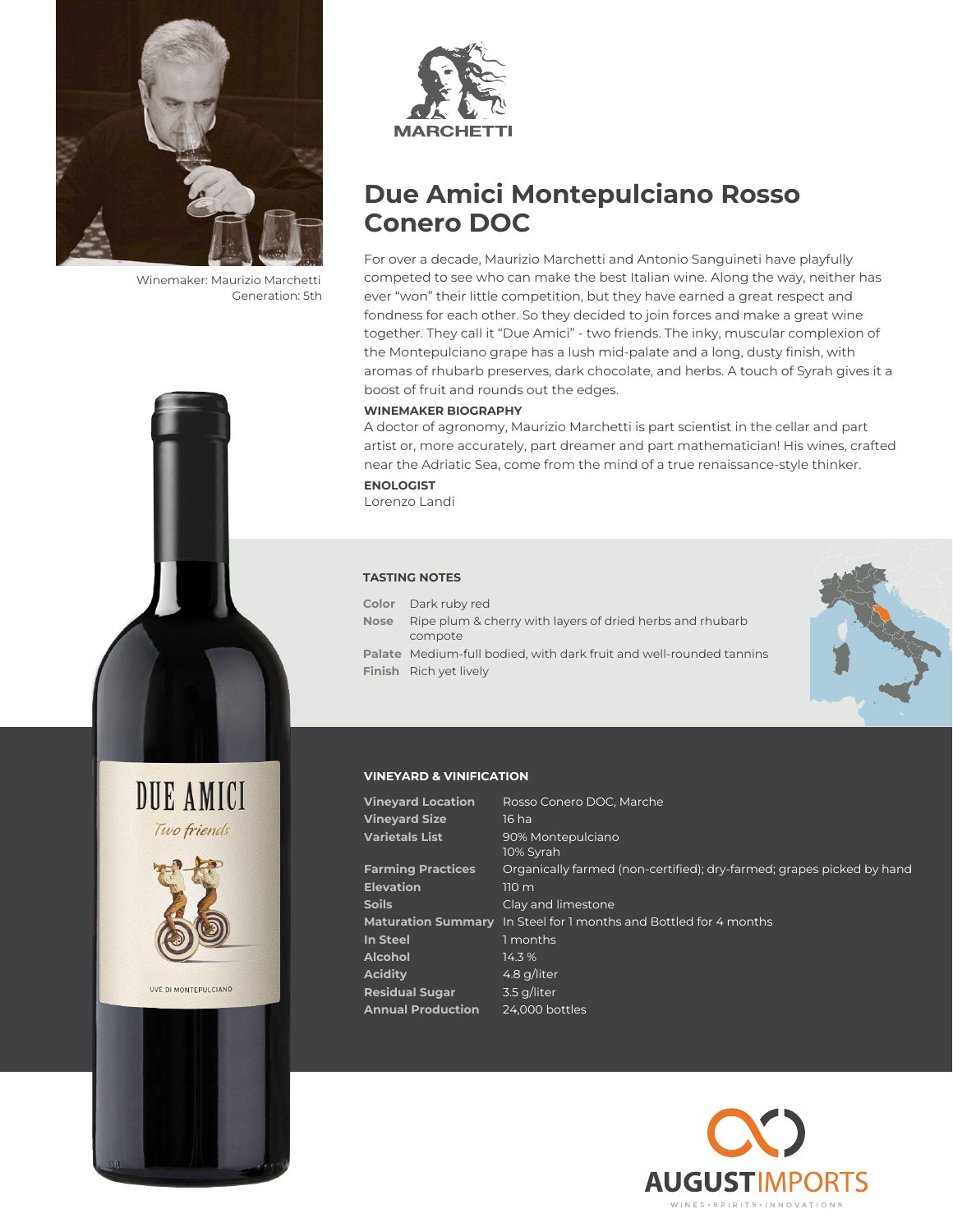Winemaker: Maurizio Marchetti
Generation: 5th

MARCHETTI

# Due Amici Montepulciano Rosso Conero DOC

For over a decade, Maurizio Marchetti and Antonio Sanguineti have playfully competed to see who can make the best Italian wine. Along the way, neither has ever "won" their little competition, but they have earned a great respect and fondness for each other. So they decided to join forces and make a great wine together. They call it "Due Amici" - two friends. The inky, muscular complexion of the Montepulciano grape has a lush mid-palate and a long, dusty finish, with aromas of rhubarb preserves, dark chocolate, and herbs. A touch of Syrah gives it a boost of fruit and rounds out the edges.

**WINEMAKER BIOGRAPHY**

A doctor of agronomy, Maurizio Marchetti is part scientist in the cellar and part artist or, more accurately, part dreamer and part mathematician! His wines, crafted near the Adriatic Sea, come from the mind of a true renaissance-style thinker.

**ENOLOGIST**

Lorenzo Landi

## TASTING NOTES

| | |
|---|---|
| **Color** | Dark ruby red |
| **Nose** | Ripe plum & cherry with layers of dried herbs and rhubarb compote |
| **Palate** | Medium-full bodied, with dark fruit and well-rounded tannins |
| **Finish** | Rich yet lively |

## VINEYARD & VINIFICATION

| | |
|---|---|
| **Vineyard Location** | Rosso Conero DOC, Marche |
| **Vineyard Size** | 16 ha |
| **Varietals List** | 90% Montepulciano<br>10% Syrah |
| **Farming Practices** | Organically farmed (non-certified); dry-farmed; grapes picked by hand |
| **Elevation** | 110 m |
| **Soils** | Clay and limestone |
| **Maturation Summary** | In Steel for 1 months and Bottled for 4 months |
| **In Steel** | 1 months |
| **Alcohol** | 14.3 % |
| **Acidity** | 4.8 g/liter |
| **Residual Sugar** | 3.5 g/liter |
| **Annual Production** | 24,000 bottles |

AUGUST IMPORTS
WINES • SPIRITS • INNOVATIONS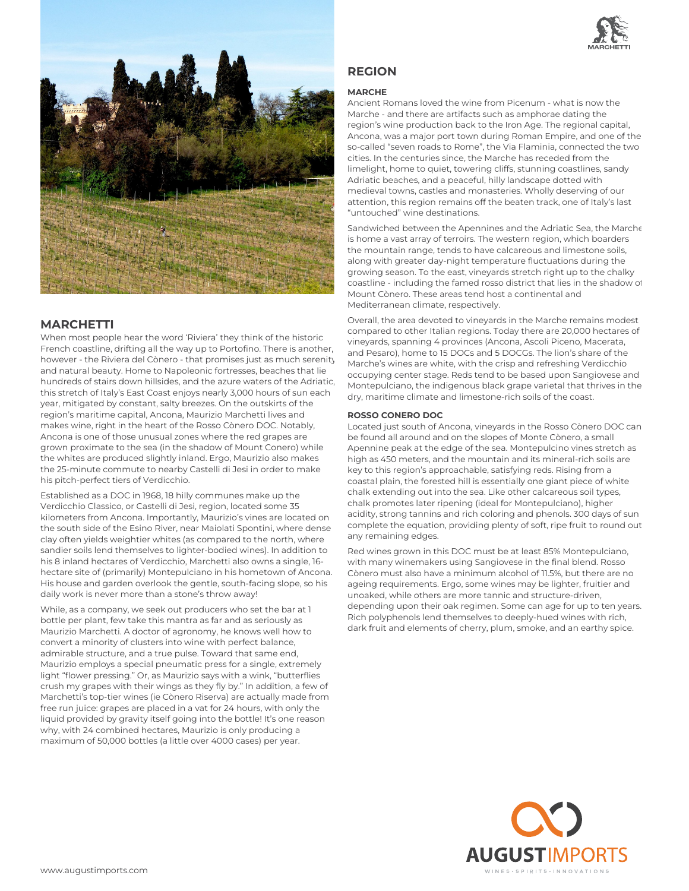## MARCHETTI

When most people hear the word 'Riviera' they think of the historic French coastline, drifting all the way up to Portofino. There is another, however - the Riviera del Cònero - that promises just as much serenity and natural beauty. Home to Napoleonic fortresses, beaches that lie hundreds of stairs down hillsides, and the azure waters of the Adriatic, this stretch of Italy's East Coast enjoys nearly 3,000 hours of sun each year, mitigated by constant, salty breezes. On the outskirts of the region's maritime capital, Ancona, Maurizio Marchetti lives and makes wine, right in the heart of the Rosso Cònero DOC. Notably, Ancona is one of those unusual zones where the red grapes are grown proximate to the sea (in the shadow of Mount Conero) while the whites are produced slightly inland. Ergo, Maurizio also makes the 25-minute commute to nearby Castelli di Jesi in order to make his pitch-perfect tiers of Verdicchio.

Established as a DOC in 1968, 18 hilly communes make up the Verdicchio Classico, or Castelli di Jesi, region, located some 35 kilometers from Ancona. Importantly, Maurizio's vines are located on the south side of the Esino River, near Maiolati Spontini, where dense clay often yields weightier whites (as compared to the north, where sandier soils lend themselves to lighter-bodied wines). In addition to his 8 inland hectares of Verdicchio, Marchetti also owns a single, 16-hectare site of (primarily) Montepulciano in his hometown of Ancona. His house and garden overlook the gentle, south-facing slope, so his daily work is never more than a stone's throw away!

While, as a company, we seek out producers who set the bar at 1 bottle per plant, few take this mantra as far and as seriously as Maurizio Marchetti. A doctor of agronomy, he knows well how to convert a minority of clusters into wine with perfect balance, admirable structure, and a true pulse. Toward that same end, Maurizio employs a special pneumatic press for a single, extremely light "flower pressing." Or, as Maurizio says with a wink, "butterflies crush my grapes with their wings as they fly by." In addition, a few of Marchetti's top-tier wines (ie Cònero Riserva) are actually made from free run juice: grapes are placed in a vat for 24 hours, with only the liquid provided by gravity itself going into the bottle! It's one reason why, with 24 combined hectares, Maurizio is only producing a maximum of 50,000 bottles (a little over 4000 cases) per year.

## REGION

### MARCHE

Ancient Romans loved the wine from Picenum - what is now the Marche - and there are artifacts such as amphorae dating the region's wine production back to the Iron Age. The regional capital, Ancona, was a major port town during Roman Empire, and one of the so-called "seven roads to Rome", the Via Flaminia, connected the two cities. In the centuries since, the Marche has receded from the limelight, home to quiet, towering cliffs, stunning coastlines, sandy Adriatic beaches, and a peaceful, hilly landscape dotted with medieval towns, castles and monasteries. Wholly deserving of our attention, this region remains off the beaten track, one of Italy's last "untouched" wine destinations.

Sandwiched between the Apennines and the Adriatic Sea, the Marche is home a vast array of terroirs. The western region, which boarders the mountain range, tends to have calcareous and limestone soils, along with greater day-night temperature fluctuations during the growing season. To the east, vineyards stretch right up to the chalky coastline - including the famed rosso district that lies in the shadow of Mount Cònero. These areas tend host a continental and Mediterranean climate, respectively.

Overall, the area devoted to vineyards in the Marche remains modest compared to other Italian regions. Today there are 20,000 hectares of vineyards, spanning 4 provinces (Ancona, Ascoli Piceno, Macerata, and Pesaro), home to 15 DOCs and 5 DOCGs. The lion's share of the Marche's wines are white, with the crisp and refreshing Verdicchio occupying center stage. Reds tend to be based upon Sangiovese and Montepulciano, the indigenous black grape varietal that thrives in the dry, maritime climate and limestone-rich soils of the coast.

### ROSSO CONERO DOC

Located just south of Ancona, vineyards in the Rosso Cònero DOC can be found all around and on the slopes of Monte Cònero, a small Apennine peak at the edge of the sea. Montepulcino vines stretch as high as 450 meters, and the mountain and its mineral-rich soils are key to this region's approachable, satisfying reds. Rising from a coastal plain, the forested hill is essentially one giant piece of white chalk extending out into the sea. Like other calcareous soil types, chalk promotes later ripening (ideal for Montepulciano), higher acidity, strong tannins and rich coloring and phenols. 300 days of sun complete the equation, providing plenty of soft, ripe fruit to round out any remaining edges.

Red wines grown in this DOC must be at least 85% Montepulciano, with many winemakers using Sangiovese in the final blend. Rosso Cònero must also have a minimum alcohol of 11.5%, but there are no ageing requirements. Ergo, some wines may be lighter, fruitier and unoaked, while others are more tannic and structure-driven, depending upon their oak regimen. Some can age for up to ten years. Rich polyphenols lend themselves to deeply-hued wines with rich, dark fruit and elements of cherry, plum, smoke, and an earthy spice.